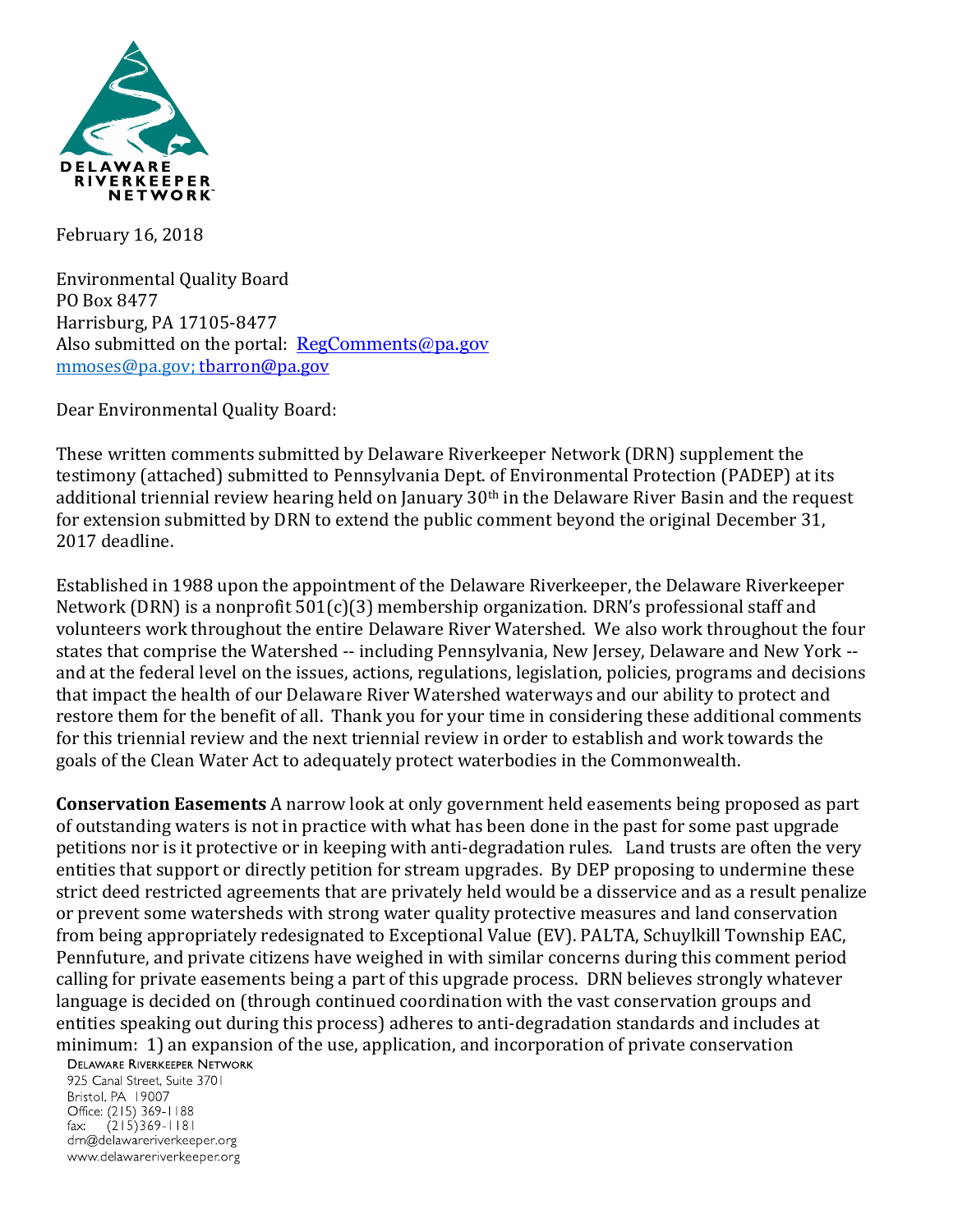DELAWARE RIVERKEEPER NETWORK

February 16, 2018

Environmental Quality Board
PO Box 8477
Harrisburg, PA 17105-8477
Also submitted on the portal: RegComments@pa.gov
mmoses@pa.gov; tbarron@pa.gov

Dear Environmental Quality Board:

These written comments submitted by Delaware Riverkeeper Network (DRN) supplement the testimony (attached) submitted to Pennsylvania Dept. of Environmental Protection (PADEP) at its additional triennial review hearing held on January 30th in the Delaware River Basin and the request for extension submitted by DRN to extend the public comment beyond the original December 31, 2017 deadline.

Established in 1988 upon the appointment of the Delaware Riverkeeper, the Delaware Riverkeeper Network (DRN) is a nonprofit 501(c)(3) membership organization. DRN's professional staff and volunteers work throughout the entire Delaware River Watershed. We also work throughout the four states that comprise the Watershed -- including Pennsylvania, New Jersey, Delaware and New York -- and at the federal level on the issues, actions, regulations, legislation, policies, programs and decisions that impact the health of our Delaware River Watershed waterways and our ability to protect and restore them for the benefit of all. Thank you for your time in considering these additional comments for this triennial review and the next triennial review in order to establish and work towards the goals of the Clean Water Act to adequately protect waterbodies in the Commonwealth.

**Conservation Easements** A narrow look at only government held easements being proposed as part of outstanding waters is not in practice with what has been done in the past for some past upgrade petitions nor is it protective or in keeping with anti-degradation rules. Land trusts are often the very entities that support or directly petition for stream upgrades. By DEP proposing to undermine these strict deed restricted agreements that are privately held would be a disservice and as a result penalize or prevent some watersheds with strong water quality protective measures and land conservation from being appropriately redesignated to Exceptional Value (EV). PALTA, Schuylkill Township EAC, Pennfuture, and private citizens have weighed in with similar concerns during this comment period calling for private easements being a part of this upgrade process. DRN believes strongly whatever language is decided on (through continued coordination with the vast conservation groups and entities speaking out during this process) adheres to anti-degradation standards and includes at minimum: 1) an expansion of the use, application, and incorporation of private conservation

DELAWARE RIVERKEEPER NETWORK
925 Canal Street, Suite 3701
Bristol, PA 19007
Office: (215) 369-1188
fax: (215)369-1181
drn@delawareriverkeeper.org
www.delawareriverkeeper.org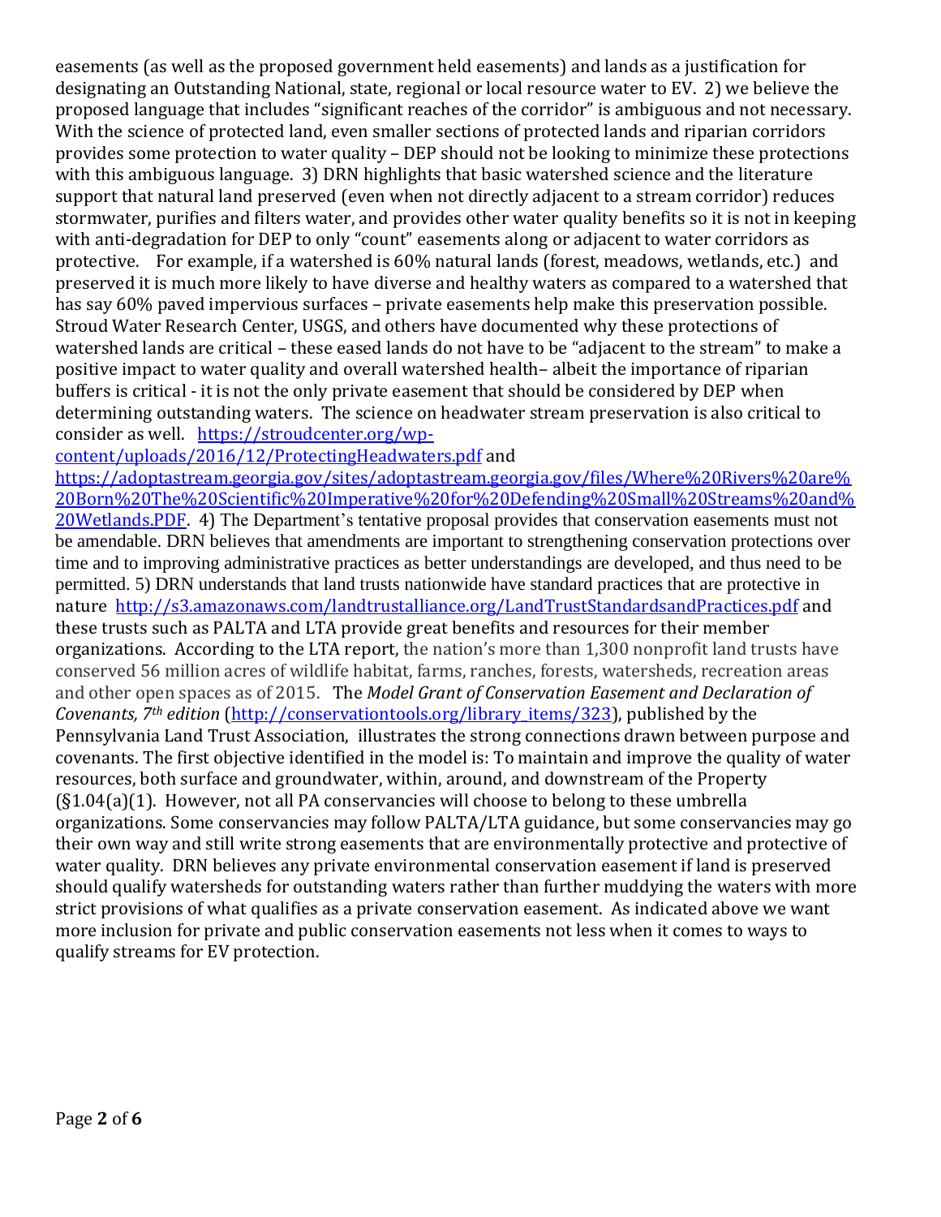easements (as well as the proposed government held easements) and lands as a justification for designating an Outstanding National, state, regional or local resource water to EV. 2) we believe the proposed language that includes "significant reaches of the corridor" is ambiguous and not necessary. With the science of protected land, even smaller sections of protected lands and riparian corridors provides some protection to water quality – DEP should not be looking to minimize these protections with this ambiguous language. 3) DRN highlights that basic watershed science and the literature support that natural land preserved (even when not directly adjacent to a stream corridor) reduces stormwater, purifies and filters water, and provides other water quality benefits so it is not in keeping with anti-degradation for DEP to only "count" easements along or adjacent to water corridors as protective. For example, if a watershed is 60% natural lands (forest, meadows, wetlands, etc.) and preserved it is much more likely to have diverse and healthy waters as compared to a watershed that has say 60% paved impervious surfaces – private easements help make this preservation possible. Stroud Water Research Center, USGS, and others have documented why these protections of watershed lands are critical – these eased lands do not have to be "adjacent to the stream" to make a positive impact to water quality and overall watershed health– albeit the importance of riparian buffers is critical - it is not the only private easement that should be considered by DEP when determining outstanding waters. The science on headwater stream preservation is also critical to consider as well. [https://stroudcenter.org/wp-content/uploads/2016/12/ProtectingHeadwaters.pdf](https://stroudcenter.org/wp-content/uploads/2016/12/ProtectingHeadwaters.pdf) and [https://adoptastream.georgia.gov/sites/adoptastream.georgia.gov/files/Where%20Rivers%20are%20Born%20The%20Scientific%20Imperative%20for%20Defending%20Small%20Streams%20and%20Wetlands.PDF](https://adoptastream.georgia.gov/sites/adoptastream.georgia.gov/files/Where%20Rivers%20are%20Born%20The%20Scientific%20Imperative%20for%20Defending%20Small%20Streams%20and%20Wetlands.PDF). 4) The Department's tentative proposal provides that conservation easements must not be amendable. DRN believes that amendments are important to strengthening conservation protections over time and to improving administrative practices as better understandings are developed, and thus need to be permitted. 5) DRN understands that land trusts nationwide have standard practices that are protective in nature [http://s3.amazonaws.com/landtrustalliance.org/LandTrustStandardsandPractices.pdf](http://s3.amazonaws.com/landtrustalliance.org/LandTrustStandardsandPractices.pdf) and these trusts such as PALTA and LTA provide great benefits and resources for their member organizations. According to the LTA report, the nation's more than 1,300 nonprofit land trusts have conserved 56 million acres of wildlife habitat, farms, ranches, forests, watersheds, recreation areas and other open spaces as of 2015. The *Model Grant of Conservation Easement and Declaration of Covenants, 7th edition* ([http://conservationtools.org/library_items/323](http://conservationtools.org/library_items/323)), published by the Pennsylvania Land Trust Association, illustrates the strong connections drawn between purpose and covenants. The first objective identified in the model is: To maintain and improve the quality of water resources, both surface and groundwater, within, around, and downstream of the Property (§1.04(a)(1). However, not all PA conservancies will choose to belong to these umbrella organizations. Some conservancies may follow PALTA/LTA guidance, but some conservancies may go their own way and still write strong easements that are environmentally protective and protective of water quality. DRN believes any private environmental conservation easement if land is preserved should qualify watersheds for outstanding waters rather than further muddying the waters with more strict provisions of what qualifies as a private conservation easement. As indicated above we want more inclusion for private and public conservation easements not less when it comes to ways to qualify streams for EV protection.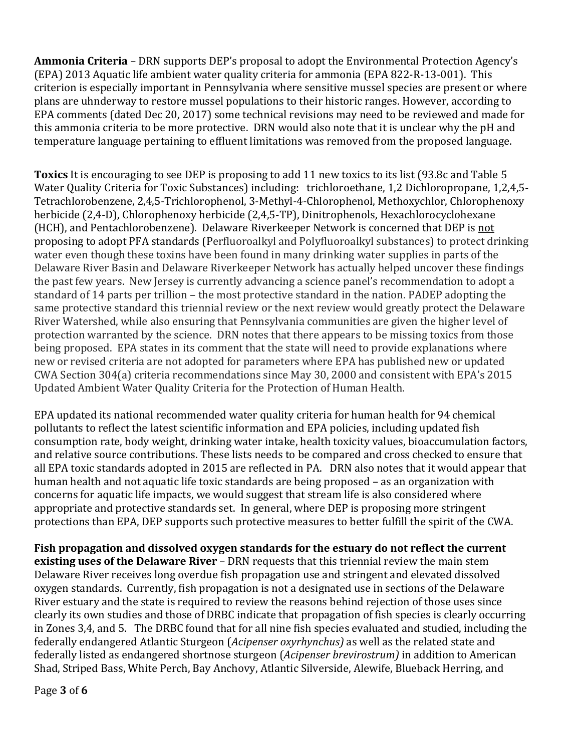**Ammonia Criteria** – DRN supports DEP's proposal to adopt the Environmental Protection Agency's (EPA) 2013 Aquatic life ambient water quality criteria for ammonia (EPA 822-R-13-001). This criterion is especially important in Pennsylvania where sensitive mussel species are present or where plans are uhnderway to restore mussel populations to their historic ranges. However, according to EPA comments (dated Dec 20, 2017) some technical revisions may need to be reviewed and made for this ammonia criteria to be more protective. DRN would also note that it is unclear why the pH and temperature language pertaining to effluent limitations was removed from the proposed language.

**Toxics** It is encouraging to see DEP is proposing to add 11 new toxics to its list (93.8c and Table 5 Water Quality Criteria for Toxic Substances) including: trichloroethane, 1,2 Dichloropropane, 1,2,4,5-Tetrachlorobenzene, 2,4,5-Trichlorophenol, 3-Methyl-4-Chlorophenol, Methoxychlor, Chlorophenoxy herbicide (2,4-D), Chlorophenoxy herbicide (2,4,5-TP), Dinitrophenols, Hexachlorocyclohexane (HCH), and Pentachlorobenzene). Delaware Riverkeeper Network is concerned that DEP is <u>not</u> proposing to adopt PFA standards (Perfluoroalkyl and Polyfluoroalkyl substances) to protect drinking water even though these toxins have been found in many drinking water supplies in parts of the Delaware River Basin and Delaware Riverkeeper Network has actually helped uncover these findings the past few years. New Jersey is currently advancing a science panel's recommendation to adopt a standard of 14 parts per trillion – the most protective standard in the nation. PADEP adopting the same protective standard this triennial review or the next review would greatly protect the Delaware River Watershed, while also ensuring that Pennsylvania communities are given the higher level of protection warranted by the science. DRN notes that there appears to be missing toxics from those being proposed. EPA states in its comment that the state will need to provide explanations where new or revised criteria are not adopted for parameters where EPA has published new or updated CWA Section 304(a) criteria recommendations since May 30, 2000 and consistent with EPA's 2015 Updated Ambient Water Quality Criteria for the Protection of Human Health.

EPA updated its national recommended water quality criteria for human health for 94 chemical pollutants to reflect the latest scientific information and EPA policies, including updated fish consumption rate, body weight, drinking water intake, health toxicity values, bioaccumulation factors, and relative source contributions. These lists needs to be compared and cross checked to ensure that all EPA toxic standards adopted in 2015 are reflected in PA. DRN also notes that it would appear that human health and not aquatic life toxic standards are being proposed – as an organization with concerns for aquatic life impacts, we would suggest that stream life is also considered where appropriate and protective standards set. In general, where DEP is proposing more stringent protections than EPA, DEP supports such protective measures to better fulfill the spirit of the CWA.

**Fish propagation and dissolved oxygen standards for the estuary do not reflect the current existing uses of the Delaware River** – DRN requests that this triennial review the main stem Delaware River receives long overdue fish propagation use and stringent and elevated dissolved oxygen standards. Currently, fish propagation is not a designated use in sections of the Delaware River estuary and the state is required to review the reasons behind rejection of those uses since clearly its own studies and those of DRBC indicate that propagation of fish species is clearly occurring in Zones 3,4, and 5. The DRBC found that for all nine fish species evaluated and studied, including the federally endangered Atlantic Sturgeon (*Acipenser oxyrhynchus)* as well as the related state and federally listed as endangered shortnose sturgeon (*Acipenser brevirostrum)* in addition to American Shad, Striped Bass, White Perch, Bay Anchovy, Atlantic Silverside, Alewife, Blueback Herring, and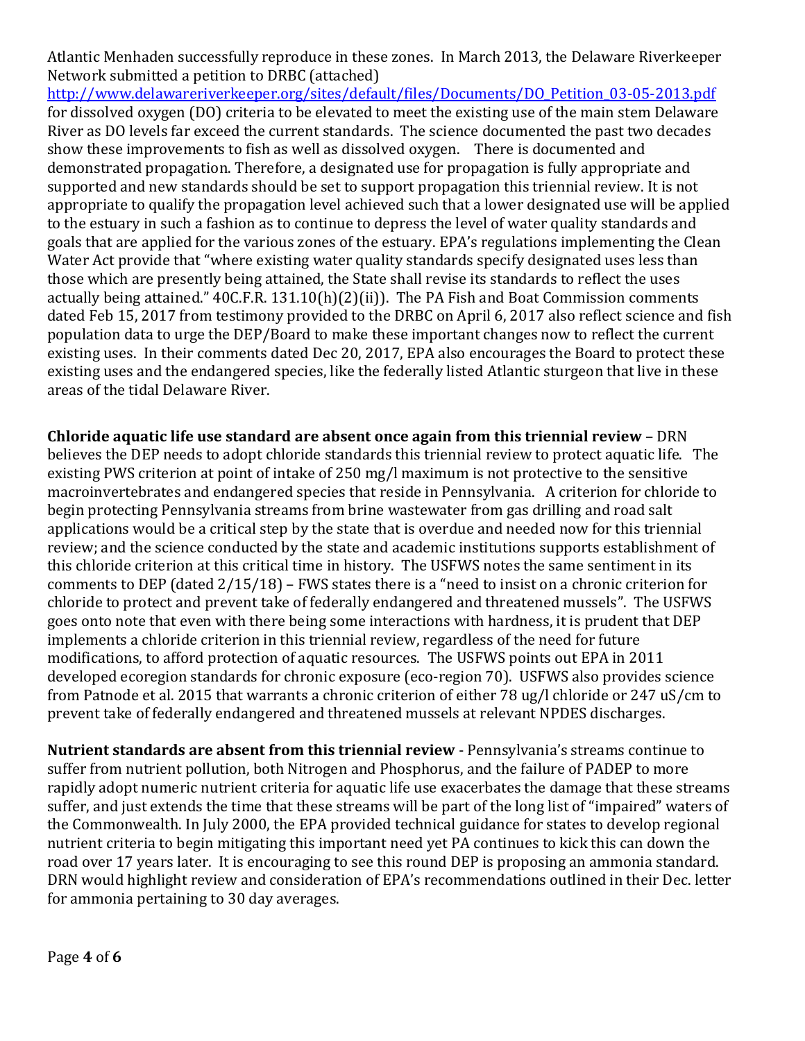Atlantic Menhaden successfully reproduce in these zones. In March 2013, the Delaware Riverkeeper Network submitted a petition to DRBC (attached) http://www.delawareriverkeeper.org/sites/default/files/Documents/DO_Petition_03-05-2013.pdf for dissolved oxygen (DO) criteria to be elevated to meet the existing use of the main stem Delaware River as DO levels far exceed the current standards. The science documented the past two decades show these improvements to fish as well as dissolved oxygen. There is documented and demonstrated propagation. Therefore, a designated use for propagation is fully appropriate and supported and new standards should be set to support propagation this triennial review. It is not appropriate to qualify the propagation level achieved such that a lower designated use will be applied to the estuary in such a fashion as to continue to depress the level of water quality standards and goals that are applied for the various zones of the estuary. EPA's regulations implementing the Clean Water Act provide that "where existing water quality standards specify designated uses less than those which are presently being attained, the State shall revise its standards to reflect the uses actually being attained." 40C.F.R. 131.10(h)(2)(ii)). The PA Fish and Boat Commission comments dated Feb 15, 2017 from testimony provided to the DRBC on April 6, 2017 also reflect science and fish population data to urge the DEP/Board to make these important changes now to reflect the current existing uses. In their comments dated Dec 20, 2017, EPA also encourages the Board to protect these existing uses and the endangered species, like the federally listed Atlantic sturgeon that live in these areas of the tidal Delaware River.

**Chloride aquatic life use standard are absent once again from this triennial review** – DRN believes the DEP needs to adopt chloride standards this triennial review to protect aquatic life. The existing PWS criterion at point of intake of 250 mg/l maximum is not protective to the sensitive macroinvertebrates and endangered species that reside in Pennsylvania. A criterion for chloride to begin protecting Pennsylvania streams from brine wastewater from gas drilling and road salt applications would be a critical step by the state that is overdue and needed now for this triennial review; and the science conducted by the state and academic institutions supports establishment of this chloride criterion at this critical time in history. The USFWS notes the same sentiment in its comments to DEP (dated 2/15/18) – FWS states there is a "need to insist on a chronic criterion for chloride to protect and prevent take of federally endangered and threatened mussels". The USFWS goes onto note that even with there being some interactions with hardness, it is prudent that DEP implements a chloride criterion in this triennial review, regardless of the need for future modifications, to afford protection of aquatic resources. The USFWS points out EPA in 2011 developed ecoregion standards for chronic exposure (eco-region 70). USFWS also provides science from Patnode et al. 2015 that warrants a chronic criterion of either 78 ug/l chloride or 247 uS/cm to prevent take of federally endangered and threatened mussels at relevant NPDES discharges.

**Nutrient standards are absent from this triennial review** - Pennsylvania's streams continue to suffer from nutrient pollution, both Nitrogen and Phosphorus, and the failure of PADEP to more rapidly adopt numeric nutrient criteria for aquatic life use exacerbates the damage that these streams suffer, and just extends the time that these streams will be part of the long list of "impaired" waters of the Commonwealth. In July 2000, the EPA provided technical guidance for states to develop regional nutrient criteria to begin mitigating this important need yet PA continues to kick this can down the road over 17 years later. It is encouraging to see this round DEP is proposing an ammonia standard. DRN would highlight review and consideration of EPA's recommendations outlined in their Dec. letter for ammonia pertaining to 30 day averages.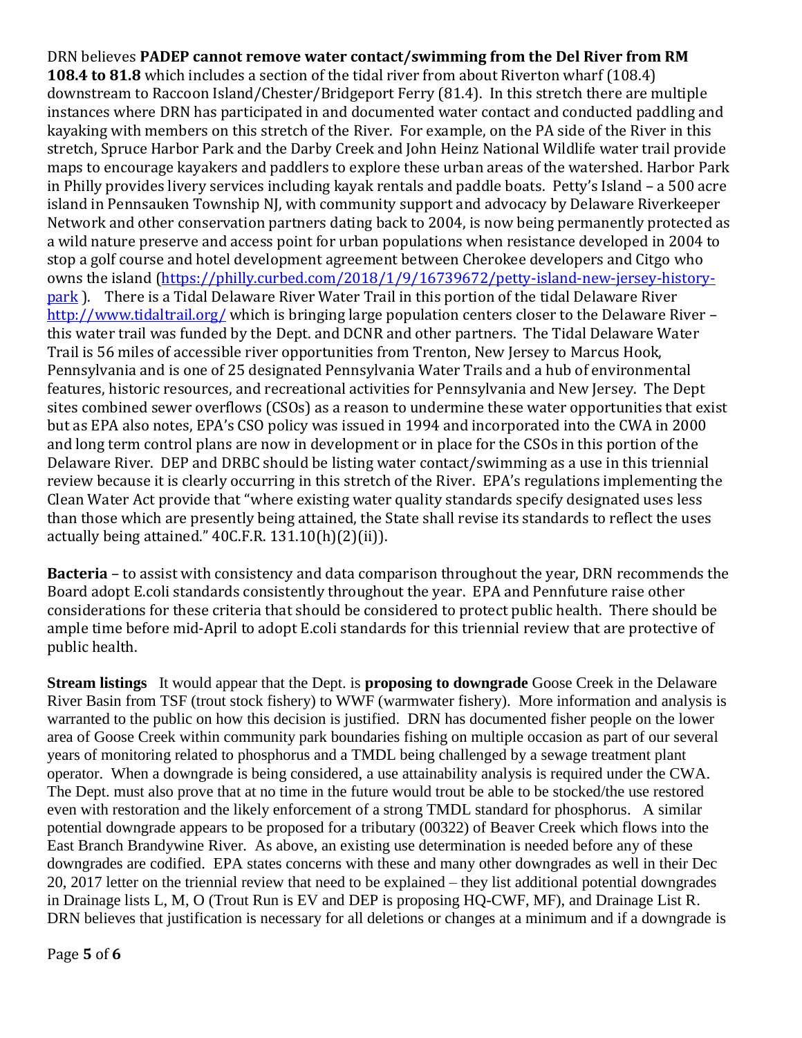DRN believes **PADEP cannot remove water contact/swimming from the Del River from RM 108.4 to 81.8** which includes a section of the tidal river from about Riverton wharf (108.4) downstream to Raccoon Island/Chester/Bridgeport Ferry (81.4). In this stretch there are multiple instances where DRN has participated in and documented water contact and conducted paddling and kayaking with members on this stretch of the River. For example, on the PA side of the River in this stretch, Spruce Harbor Park and the Darby Creek and John Heinz National Wildlife water trail provide maps to encourage kayakers and paddlers to explore these urban areas of the watershed. Harbor Park in Philly provides livery services including kayak rentals and paddle boats. Petty's Island – a 500 acre island in Pennsauken Township NJ, with community support and advocacy by Delaware Riverkeeper Network and other conservation partners dating back to 2004, is now being permanently protected as a wild nature preserve and access point for urban populations when resistance developed in 2004 to stop a golf course and hotel development agreement between Cherokee developers and Citgo who owns the island (https://philly.curbed.com/2018/1/9/16739672/petty-island-new-jersey-history-park ). There is a Tidal Delaware River Water Trail in this portion of the tidal Delaware River http://www.tidaltrail.org/ which is bringing large population centers closer to the Delaware River – this water trail was funded by the Dept. and DCNR and other partners. The Tidal Delaware Water Trail is 56 miles of accessible river opportunities from Trenton, New Jersey to Marcus Hook, Pennsylvania and is one of 25 designated Pennsylvania Water Trails and a hub of environmental features, historic resources, and recreational activities for Pennsylvania and New Jersey. The Dept sites combined sewer overflows (CSOs) as a reason to undermine these water opportunities that exist but as EPA also notes, EPA's CSO policy was issued in 1994 and incorporated into the CWA in 2000 and long term control plans are now in development or in place for the CSOs in this portion of the Delaware River. DEP and DRBC should be listing water contact/swimming as a use in this triennial review because it is clearly occurring in this stretch of the River. EPA's regulations implementing the Clean Water Act provide that "where existing water quality standards specify designated uses less than those which are presently being attained, the State shall revise its standards to reflect the uses actually being attained." 40C.F.R. 131.10(h)(2)(ii)).

**Bacteria** – to assist with consistency and data comparison throughout the year, DRN recommends the Board adopt E.coli standards consistently throughout the year. EPA and Pennfuture raise other considerations for these criteria that should be considered to protect public health. There should be ample time before mid-April to adopt E.coli standards for this triennial review that are protective of public health.

**Stream listings** It would appear that the Dept. is **proposing to downgrade** Goose Creek in the Delaware River Basin from TSF (trout stock fishery) to WWF (warmwater fishery). More information and analysis is warranted to the public on how this decision is justified. DRN has documented fisher people on the lower area of Goose Creek within community park boundaries fishing on multiple occasion as part of our several years of monitoring related to phosphorus and a TMDL being challenged by a sewage treatment plant operator. When a downgrade is being considered, a use attainability analysis is required under the CWA. The Dept. must also prove that at no time in the future would trout be able to be stocked/the use restored even with restoration and the likely enforcement of a strong TMDL standard for phosphorus. A similar potential downgrade appears to be proposed for a tributary (00322) of Beaver Creek which flows into the East Branch Brandywine River. As above, an existing use determination is needed before any of these downgrades are codified. EPA states concerns with these and many other downgrades as well in their Dec 20, 2017 letter on the triennial review that need to be explained – they list additional potential downgrades in Drainage lists L, M, O (Trout Run is EV and DEP is proposing HQ-CWF, MF), and Drainage List R. DRN believes that justification is necessary for all deletions or changes at a minimum and if a downgrade is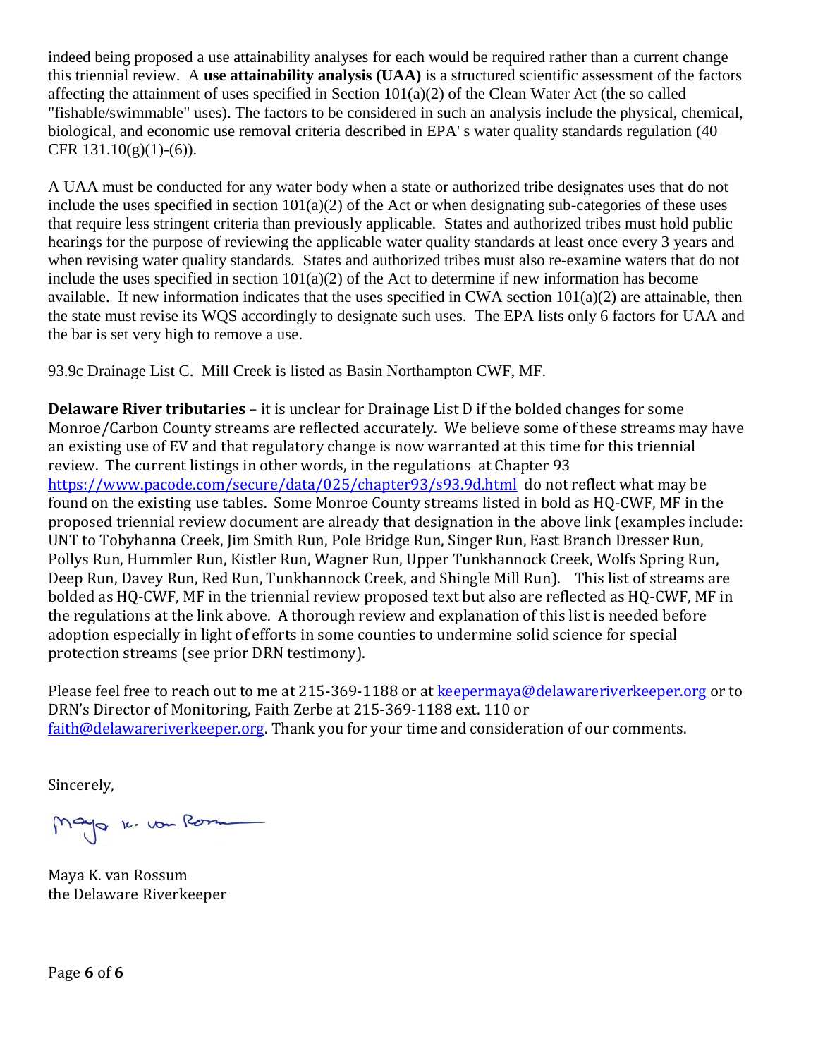indeed being proposed a use attainability analyses for each would be required rather than a current change this triennial review. A **use attainability analysis (UAA)** is a structured scientific assessment of the factors affecting the attainment of uses specified in Section 101(a)(2) of the Clean Water Act (the so called "fishable/swimmable" uses). The factors to be considered in such an analysis include the physical, chemical, biological, and economic use removal criteria described in EPA' s water quality standards regulation (40 CFR 131.10(g)(1)-(6)).

A UAA must be conducted for any water body when a state or authorized tribe designates uses that do not include the uses specified in section 101(a)(2) of the Act or when designating sub-categories of these uses that require less stringent criteria than previously applicable. States and authorized tribes must hold public hearings for the purpose of reviewing the applicable water quality standards at least once every 3 years and when revising water quality standards. States and authorized tribes must also re-examine waters that do not include the uses specified in section 101(a)(2) of the Act to determine if new information has become available. If new information indicates that the uses specified in CWA section 101(a)(2) are attainable, then the state must revise its WQS accordingly to designate such uses. The EPA lists only 6 factors for UAA and the bar is set very high to remove a use.

93.9c Drainage List C. Mill Creek is listed as Basin Northampton CWF, MF.

**Delaware River tributaries** – it is unclear for Drainage List D if the bolded changes for some Monroe/Carbon County streams are reflected accurately. We believe some of these streams may have an existing use of EV and that regulatory change is now warranted at this time for this triennial review. The current listings in other words, in the regulations at Chapter 93 https://www.pacode.com/secure/data/025/chapter93/s93.9d.html do not reflect what may be found on the existing use tables. Some Monroe County streams listed in bold as HQ-CWF, MF in the proposed triennial review document are already that designation in the above link (examples include: UNT to Tobyhanna Creek, Jim Smith Run, Pole Bridge Run, Singer Run, East Branch Dresser Run, Pollys Run, Hummler Run, Kistler Run, Wagner Run, Upper Tunkhannock Creek, Wolfs Spring Run, Deep Run, Davey Run, Red Run, Tunkhannock Creek, and Shingle Mill Run). This list of streams are bolded as HQ-CWF, MF in the triennial review proposed text but also are reflected as HQ-CWF, MF in the regulations at the link above. A thorough review and explanation of this list is needed before adoption especially in light of efforts in some counties to undermine solid science for special protection streams (see prior DRN testimony).

Please feel free to reach out to me at 215-369-1188 or at keepermaya@delawareriverkeeper.org or to DRN's Director of Monitoring, Faith Zerbe at 215-369-1188 ext. 110 or faith@delawareriverkeeper.org. Thank you for your time and consideration of our comments.

Sincerely,

Maya K. van Rossum
the Delaware Riverkeeper